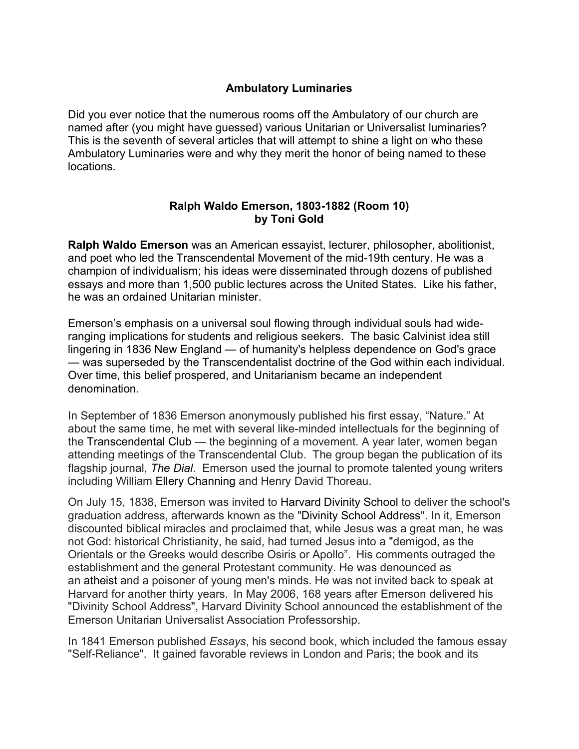## Ambulatory Luminaries

Did you ever notice that the numerous rooms off the Ambulatory of our church are named after (you might have guessed) various Unitarian or Universalist luminaries? This is the seventh of several articles that will attempt to shine a light on who these Ambulatory Luminaries were and why they merit the honor of being named to these locations.

### Ralph Waldo Emerson, 1803-1882 (Room 10)
### by Toni Gold

**Ralph Waldo Emerson** was an American essayist, lecturer, philosopher, abolitionist, and poet who led the Transcendental Movement of the mid-19th century. He was a champion of individualism; his ideas were disseminated through dozens of published essays and more than 1,500 public lectures across the United States. Like his father, he was an ordained Unitarian minister.

Emerson's emphasis on a universal soul flowing through individual souls had wide-ranging implications for students and religious seekers. The basic Calvinist idea still lingering in 1836 New England — of humanity's helpless dependence on God's grace — was superseded by the Transcendentalist doctrine of the God within each individual. Over time, this belief prospered, and Unitarianism became an independent denomination.

In September of 1836 Emerson anonymously published his first essay, "Nature." At about the same time, he met with several like-minded intellectuals for the beginning of the Transcendental Club — the beginning of a movement. A year later, women began attending meetings of the Transcendental Club. The group began the publication of its flagship journal, *The Dial*. Emerson used the journal to promote talented young writers including William Ellery Channing and Henry David Thoreau.

On July 15, 1838, Emerson was invited to Harvard Divinity School to deliver the school's graduation address, afterwards known as the "Divinity School Address". In it, Emerson discounted biblical miracles and proclaimed that, while Jesus was a great man, he was not God: historical Christianity, he said, had turned Jesus into a "demigod, as the Orientals or the Greeks would describe Osiris or Apollo". His comments outraged the establishment and the general Protestant community. He was denounced as an atheist and a poisoner of young men's minds. He was not invited back to speak at Harvard for another thirty years. In May 2006, 168 years after Emerson delivered his "Divinity School Address", Harvard Divinity School announced the establishment of the Emerson Unitarian Universalist Association Professorship.

In 1841 Emerson published *Essays*, his second book, which included the famous essay "Self-Reliance". It gained favorable reviews in London and Paris; the book and its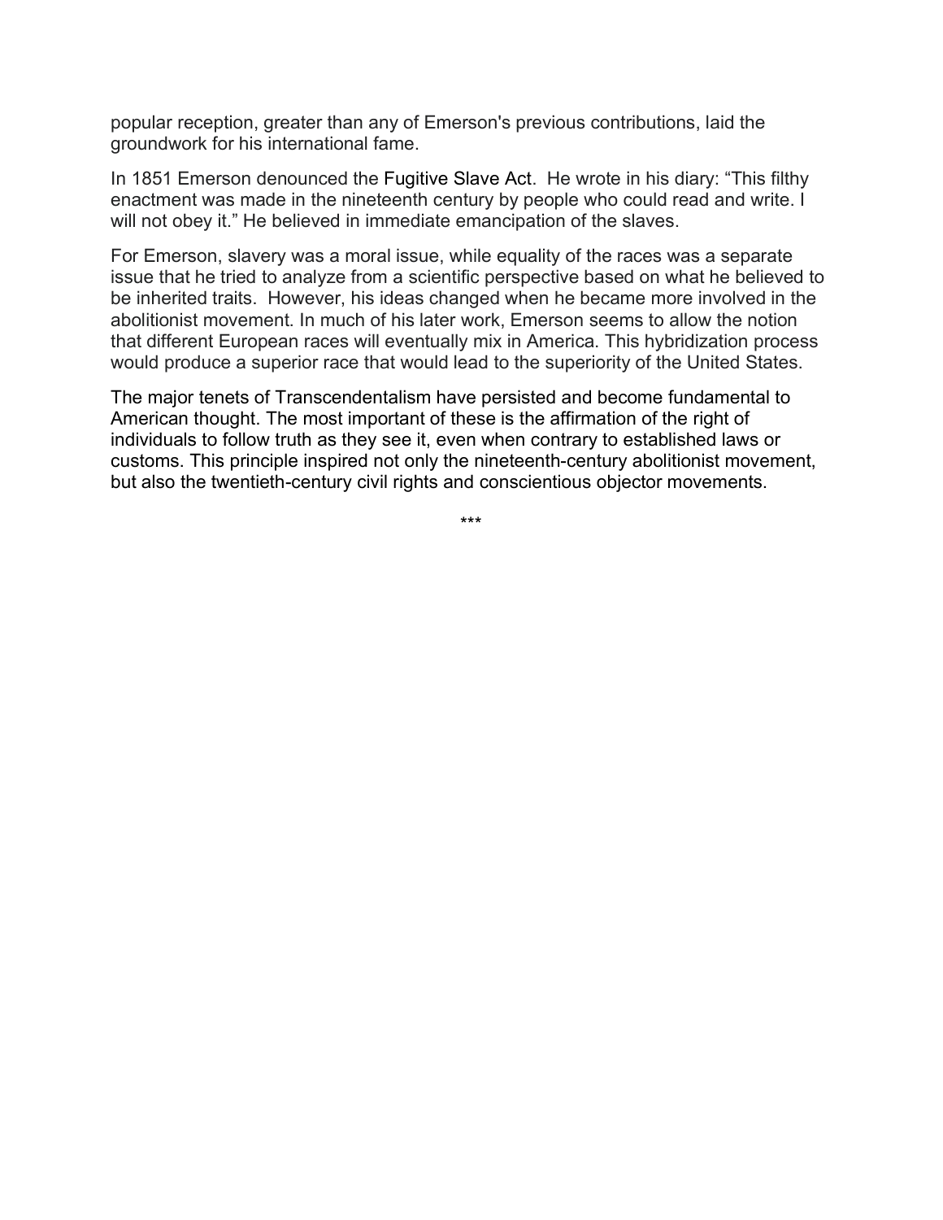popular reception, greater than any of Emerson's previous contributions, laid the groundwork for his international fame.

In 1851 Emerson denounced the Fugitive Slave Act. He wrote in his diary: "This filthy enactment was made in the nineteenth century by people who could read and write. I will not obey it." He believed in immediate emancipation of the slaves.

For Emerson, slavery was a moral issue, while equality of the races was a separate issue that he tried to analyze from a scientific perspective based on what he believed to be inherited traits. However, his ideas changed when he became more involved in the abolitionist movement. In much of his later work, Emerson seems to allow the notion that different European races will eventually mix in America. This hybridization process would produce a superior race that would lead to the superiority of the United States.

The major tenets of Transcendentalism have persisted and become fundamental to American thought. The most important of these is the affirmation of the right of individuals to follow truth as they see it, even when contrary to established laws or customs. This principle inspired not only the nineteenth-century abolitionist movement, but also the twentieth-century civil rights and conscientious objector movements.

***